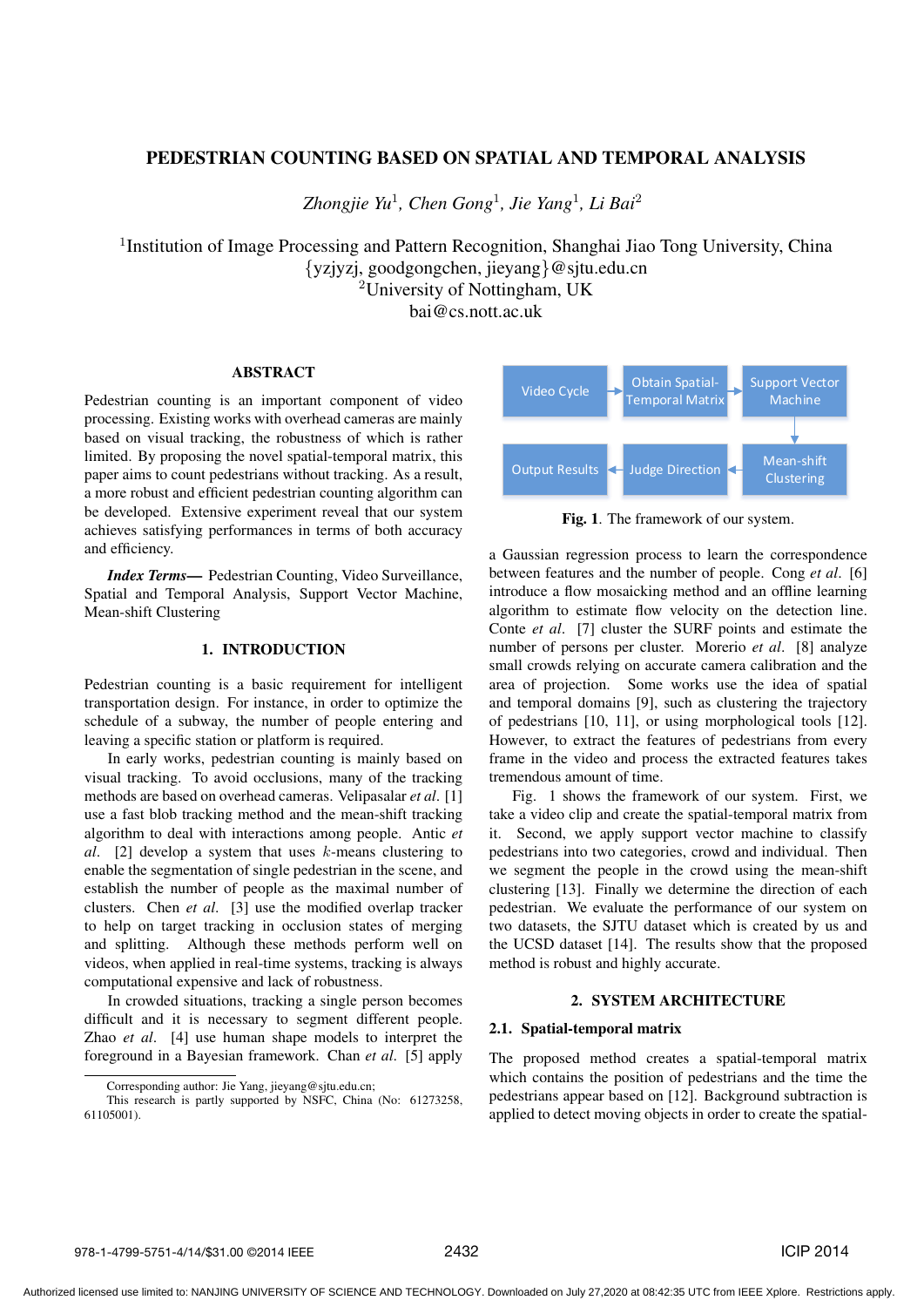# PEDESTRIAN COUNTING BASED ON SPATIAL AND TEMPORAL ANALYSIS

*Zhongjie Yu*[1], *Chen Gong*[1], *Jie Yang*[1], *Li Bai*[2]

[1]Institution of Image Processing and Pattern Recognition, Shanghai Jiao Tong University, China
{yzjyzj, goodgongchen, jieyang}@sjtu.edu.cn
[2]University of Nottingham, UK
bai@cs.nott.ac.uk

## ABSTRACT

Pedestrian counting is an important component of video processing. Existing works with overhead cameras are mainly based on visual tracking, the robustness of which is rather limited. By proposing the novel spatial-temporal matrix, this paper aims to count pedestrians without tracking. As a result, a more robust and efficient pedestrian counting algorithm can be developed. Extensive experiment reveal that our system achieves satisfying performances in terms of both accuracy and efficiency.

***Index Terms*—** Pedestrian Counting, Video Surveillance, Spatial and Temporal Analysis, Support Vector Machine, Mean-shift Clustering

## 1. INTRODUCTION

Pedestrian counting is a basic requirement for intelligent transportation design. For instance, in order to optimize the schedule of a subway, the number of people entering and leaving a specific station or platform is required.

In early works, pedestrian counting is mainly based on visual tracking. To avoid occlusions, many of the tracking methods are based on overhead cameras. Velipasalar *et al*. [1] use a fast blob tracking method and the mean-shift tracking algorithm to deal with interactions among people. Antic *et al*. [2] develop a system that uses $k$-means clustering to enable the segmentation of single pedestrian in the scene, and establish the number of people as the maximal number of clusters. Chen *et al*. [3] use the modified overlap tracker to help on target tracking in occlusion states of merging and splitting. Although these methods perform well on videos, when applied in real-time systems, tracking is always computational expensive and lack of robustness.

In crowded situations, tracking a single person becomes difficult and it is necessary to segment different people. Zhao *et al*. [4] use human shape models to interpret the foreground in a Bayesian framework. Chan *et al*. [5] apply a Gaussian regression process to learn the correspondence between features and the number of people. Cong *et al*. [6] introduce a flow mosaicking method and an offline learning algorithm to estimate flow velocity on the detection line. Conte *et al*. [7] cluster the SURF points and estimate the number of persons per cluster. Morerio *et al*. [8] analyze small crowds relying on accurate camera calibration and the area of projection. Some works use the idea of spatial and temporal domains [9], such as clustering the trajectory of pedestrians [10, 11], or using morphological tools [12]. However, to extract the features of pedestrians from every frame in the video and process the extracted features takes tremendous amount of time.

Video Cycle → Obtain Spatial-Temporal Matrix → Support Vector Machine → Mean-shift Clustering → Judge Direction → Output Results

**Fig. 1**. The framework of our system.

Fig. 1 shows the framework of our system. First, we take a video clip and create the spatial-temporal matrix from it. Second, we apply support vector machine to classify pedestrians into two categories, crowd and individual. Then we segment the people in the crowd using the mean-shift clustering [13]. Finally we determine the direction of each pedestrian. We evaluate the performance of our system on two datasets, the SJTU dataset which is created by us and the UCSD dataset [14]. The results show that the proposed method is robust and highly accurate.

## 2. SYSTEM ARCHITECTURE

### 2.1. Spatial-temporal matrix

The proposed method creates a spatial-temporal matrix which contains the position of pedestrians and the time the pedestrians appear based on [12]. Background subtraction is applied to detect moving objects in order to create the spatial-

---

Corresponding author: Jie Yang, jieyang@sjtu.edu.cn;
This research is partly supported by NSFC, China (No: 61273258, 61105001).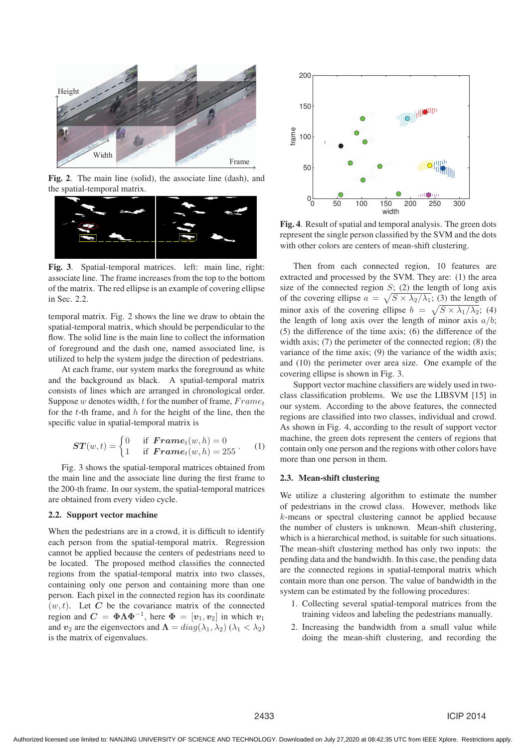Fig. 2. The main line (solid), the associate line (dash), and the spatial-temporal matrix.

Fig. 3. Spatial-temporal matrices. left: main line, right: associate line. The frame increases from the top to the bottom of the matrix. The red ellipse is an example of covering ellipse in Sec. 2.2.

temporal matrix. Fig. 2 shows the line we draw to obtain the spatial-temporal matrix, which should be perpendicular to the flow. The solid line is the main line to collect the information of foreground and the dash one, named associated line, is utilized to help the system judge the direction of pedestrians.

At each frame, our system marks the foreground as white and the background as black. A spatial-temporal matrix consists of lines which are arranged in chronological order. Suppose $w$ denotes width, $t$ for the number of frame, $Frame_t$ for the $t$-th frame, and $h$ for the height of the line, then the specific value in spatial-temporal matrix is

$$\boldsymbol{ST}(w,t) = \begin{cases} 0 & \text{if } \boldsymbol{Frame}_t(w,h) = 0 \\ 1 & \text{if } \boldsymbol{Frame}_t(w,h) = 255 \end{cases}. \tag{1}$$

Fig. 3 shows the spatial-temporal matrices obtained from the main line and the associate line during the first frame to the 200-th frame. In our system, the spatial-temporal matrices are obtained from every video cycle.

### 2.2. Support vector machine

When the pedestrians are in a crowd, it is difficult to identify each person from the spatial-temporal matrix. Regression cannot be applied because the centers of pedestrians need to be located. The proposed method classifies the connected regions from the spatial-temporal matrix into two classes, containing only one person and containing more than one person. Each pixel in the connected region has its coordinate $(w, t)$. Let $\boldsymbol{C}$ be the covariance matrix of the connected region and $\boldsymbol{C} = \boldsymbol{\Phi}\boldsymbol{\Lambda}\boldsymbol{\Phi}^{-1}$, here $\boldsymbol{\Phi} = [\boldsymbol{v}_1, \boldsymbol{v}_2]$ in which $\boldsymbol{v}_1$ and $\boldsymbol{v}_2$ are the eigenvectors and $\boldsymbol{\Lambda} = diag(\lambda_1, \lambda_2)$ $(\lambda_1 < \lambda_2)$ is the matrix of eigenvalues.

Fig. 4. Result of spatial and temporal analysis. The green dots represent the single person classified by the SVM and the dots with other colors are centers of mean-shift clustering.

Then from each connected region, 10 features are extracted and processed by the SVM. They are: (1) the area size of the connected region $S$; (2) the length of long axis of the covering ellipse $a = \sqrt{S \times \lambda_2 / \lambda_1}$; (3) the length of minor axis of the covering ellipse $b = \sqrt{S \times \lambda_1 / \lambda_2}$; (4) the length of long axis over the length of minor axis $a/b$; (5) the difference of the time axis; (6) the difference of the width axis; (7) the perimeter of the connected region; (8) the variance of the time axis; (9) the variance of the width axis; and (10) the perimeter over area size. One example of the covering ellipse is shown in Fig. 3.

Support vector machine classifiers are widely used in two-class classification problems. We use the LIBSVM [15] in our system. According to the above features, the connected regions are classified into two classes, individual and crowd. As shown in Fig. 4, according to the result of support vector machine, the green dots represent the centers of regions that contain only one person and the regions with other colors have more than one person in them.

### 2.3. Mean-shift clustering

We utilize a clustering algorithm to estimate the number of pedestrians in the crowd class. However, methods like $k$-means or spectral clustering cannot be applied because the number of clusters is unknown. Mean-shift clustering, which is a hierarchical method, is suitable for such situations. The mean-shift clustering method has only two inputs: the pending data and the bandwidth. In this case, the pending data are the connected regions in spatial-temporal matrix which contain more than one person. The value of bandwidth in the system can be estimated by the following procedures:

1. Collecting several spatial-temporal matrices from the training videos and labeling the pedestrians manually.
2. Increasing the bandwidth from a small value while doing the mean-shift clustering, and recording the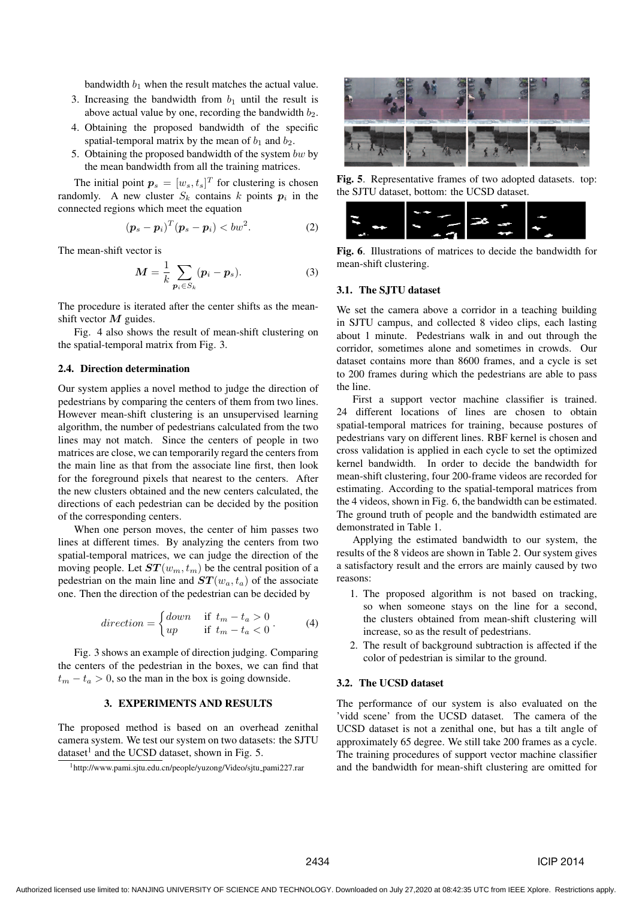bandwidth $b_1$ when the result matches the actual value.

3. Increasing the bandwidth from $b_1$ until the result is above actual value by one, recording the bandwidth $b_2$.
4. Obtaining the proposed bandwidth of the specific spatial-temporal matrix by the mean of $b_1$ and $b_2$.
5. Obtaining the proposed bandwidth of the system $bw$ by the mean bandwidth from all the training matrices.

The initial point $\boldsymbol{p}_s = [w_s, t_s]^T$ for clustering is chosen randomly. A new cluster $S_k$ contains $k$ points $\boldsymbol{p}_i$ in the connected regions which meet the equation

$$(\boldsymbol{p}_s - \boldsymbol{p}_i)^T(\boldsymbol{p}_s - \boldsymbol{p}_i) < bw^2. \tag{2}$$

The mean-shift vector is

$$\boldsymbol{M} = \frac{1}{k}\sum_{\boldsymbol{p}_i \in S_k}(\boldsymbol{p}_i - \boldsymbol{p}_s). \tag{3}$$

The procedure is iterated after the center shifts as the mean-shift vector $\boldsymbol{M}$ guides.

Fig. 4 also shows the result of mean-shift clustering on the spatial-temporal matrix from Fig. 3.

### 2.4. Direction determination

Our system applies a novel method to judge the direction of pedestrians by comparing the centers of them from two lines. However mean-shift clustering is an unsupervised learning algorithm, the number of pedestrians calculated from the two lines may not match. Since the centers of people in two matrices are close, we can temporarily regard the centers from the main line as that from the associate line first, then look for the foreground pixels that nearest to the centers. After the new clusters obtained and the new centers calculated, the directions of each pedestrian can be decided by the position of the corresponding centers.

When one person moves, the center of him passes two lines at different times. By analyzing the centers from two spatial-temporal matrices, we can judge the direction of the moving people. Let $\boldsymbol{ST}(w_m, t_m)$ be the central position of a pedestrian on the main line and $\boldsymbol{ST}(w_a, t_a)$ of the associate one. Then the direction of the pedestrian can be decided by

$$direction = \begin{cases} down & \text{if } t_m - t_a > 0 \\ up & \text{if } t_m - t_a < 0 \end{cases}. \tag{4}$$

Fig. 3 shows an example of direction judging. Comparing the centers of the pedestrian in the boxes, we can find that $t_m - t_a > 0$, so the man in the box is going downside.

## 3. EXPERIMENTS AND RESULTS

The proposed method is based on an overhead zenithal camera system. We test our system on two datasets: the SJTU dataset[1] and the UCSD dataset, shown in Fig. 5.

[1] http://www.pami.sjtu.edu.cn/people/yuzong/Video/sjtu_pami227.rar

**Fig. 5**. Representative frames of two adopted datasets. top: the SJTU dataset, bottom: the UCSD dataset.

**Fig. 6**. Illustrations of matrices to decide the bandwidth for mean-shift clustering.

### 3.1. The SJTU dataset

We set the camera above a corridor in a teaching building in SJTU campus, and collected 8 video clips, each lasting about 1 minute. Pedestrians walk in and out through the corridor, sometimes alone and sometimes in crowds. Our dataset contains more than 8600 frames, and a cycle is set to 200 frames during which the pedestrians are able to pass the line.

First a support vector machine classifier is trained. 24 different locations of lines are chosen to obtain spatial-temporal matrices for training, because postures of pedestrians vary on different lines. RBF kernel is chosen and cross validation is applied in each cycle to set the optimized kernel bandwidth. In order to decide the bandwidth for mean-shift clustering, four 200-frame videos are recorded for estimating. According to the spatial-temporal matrices from the 4 videos, shown in Fig. 6, the bandwidth can be estimated. The ground truth of people and the bandwidth estimated are demonstrated in Table 1.

Applying the estimated bandwidth to our system, the results of the 8 videos are shown in Table 2. Our system gives a satisfactory result and the errors are mainly caused by two reasons:

1. The proposed algorithm is not based on tracking, so when someone stays on the line for a second, the clusters obtained from mean-shift clustering will increase, so as the result of pedestrians.
2. The result of background subtraction is affected if the color of pedestrian is similar to the ground.

### 3.2. The UCSD dataset

The performance of our system is also evaluated on the 'vidd scene' from the UCSD dataset. The camera of the UCSD dataset is not a zenithal one, but has a tilt angle of approximately 65 degree. We still take 200 frames as a cycle. The training procedures of support vector machine classifier and the bandwidth for mean-shift clustering are omitted for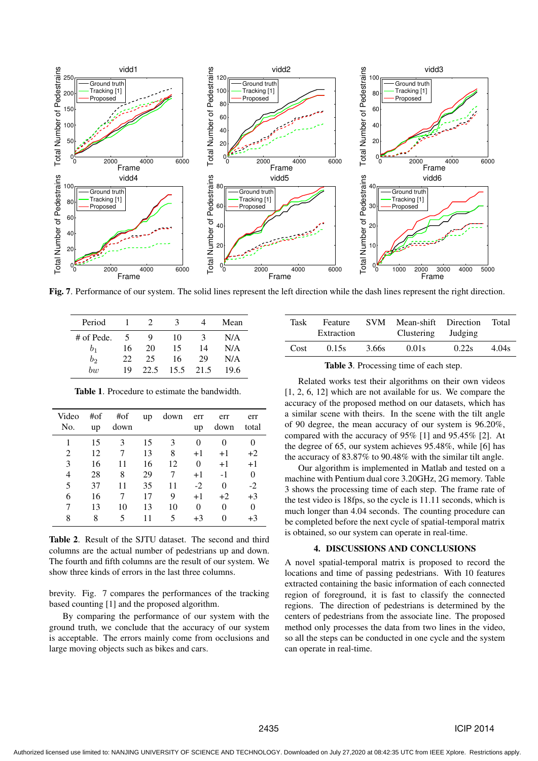**Fig. 7**. Performance of our system. The solid lines represent the left direction while the dash lines represent the right direction.

| Period | 1 | 2 | 3 | 4 | Mean |
|---|---|---|---|---|---|
| # of Pede. | 5 | 9 | 10 | 3 | N/A |
| $b_1$ | 16 | 20 | 15 | 14 | N/A |
| $b_2$ | 22 | 25 | 16 | 29 | N/A |
| $bw$ | 19 | 22.5 | 15.5 | 21.5 | 19.6 |

**Table 1**. Procedure to estimate the bandwidth.

| Video No. | #of up | #of down | up | down | err up | err down | err total |
|---|---|---|---|---|---|---|---|
| 1 | 15 | 3 | 15 | 3 | 0 | 0 | 0 |
| 2 | 12 | 7 | 13 | 8 | +1 | +1 | +2 |
| 3 | 16 | 11 | 16 | 12 | 0 | +1 | +1 |
| 4 | 28 | 8 | 29 | 7 | +1 | -1 | 0 |
| 5 | 37 | 11 | 35 | 11 | -2 | 0 | -2 |
| 6 | 16 | 7 | 17 | 9 | +1 | +2 | +3 |
| 7 | 13 | 10 | 13 | 10 | 0 | 0 | 0 |
| 8 | 8 | 5 | 11 | 5 | +3 | 0 | +3 |

**Table 2**. Result of the SJTU dataset. The second and third columns are the actual number of pedestrians up and down. The fourth and fifth columns are the result of our system. We show three kinds of errors in the last three columns.

brevity. Fig. 7 compares the performances of the tracking based counting [1] and the proposed algorithm.

By comparing the performance of our system with the ground truth, we conclude that the accuracy of our system is acceptable. The errors mainly come from occlusions and large moving objects such as bikes and cars.

| Task | Feature Extraction | SVM | Mean-shift Clustering | Direction Judging | Total |
|---|---|---|---|---|---|
| Cost | 0.15s | 3.66s | 0.01s | 0.22s | 4.04s |

**Table 3**. Processing time of each step.

Related works test their algorithms on their own videos [1, 2, 6, 12] which are not available for us. We compare the accuracy of the proposed method on our datasets, which has a similar scene with theirs. In the scene with the tilt angle of 90 degree, the mean accuracy of our system is 96.20%, compared with the accuracy of 95% [1] and 95.45% [2]. At the degree of 65, our system achieves 95.48%, while [6] has the accuracy of 83.87% to 90.48% with the similar tilt angle.

Our algorithm is implemented in Matlab and tested on a machine with Pentium dual core 3.20GHz, 2G memory. Table 3 shows the processing time of each step. The frame rate of the test video is 18fps, so the cycle is 11.11 seconds, which is much longer than 4.04 seconds. The counting procedure can be completed before the next cycle of spatial-temporal matrix is obtained, so our system can operate in real-time.

## 4. DISCUSSIONS AND CONCLUSIONS

A novel spatial-temporal matrix is proposed to record the locations and time of passing pedestrians. With 10 features extracted containing the basic information of each connected region of foreground, it is fast to classify the connected regions. The direction of pedestrians is determined by the centers of pedestrians from the associate line. The proposed method only processes the data from two lines in the video, so all the steps can be conducted in one cycle and the system can operate in real-time.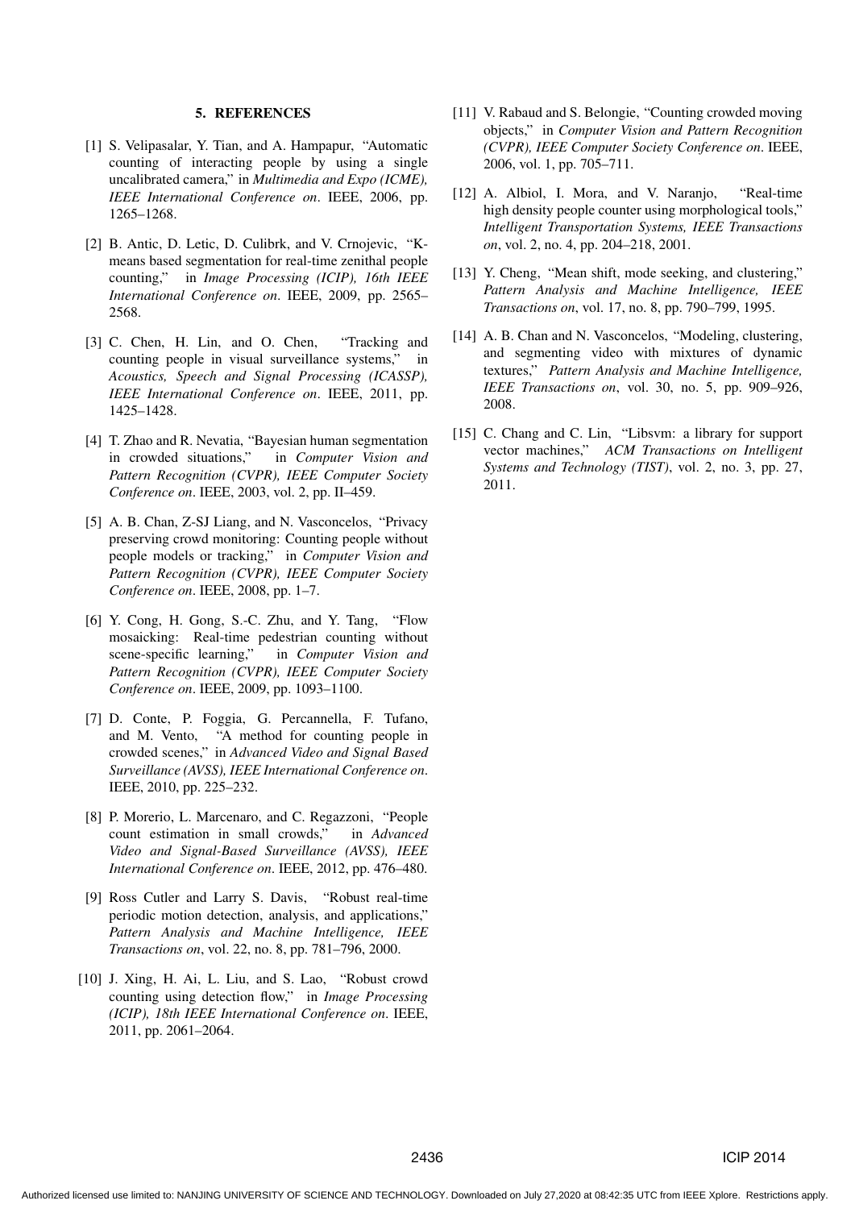## 5. REFERENCES

[1] S. Velipasalar, Y. Tian, and A. Hampapur, "Automatic counting of interacting people by using a single uncalibrated camera," in *Multimedia and Expo (ICME), IEEE International Conference on*. IEEE, 2006, pp. 1265–1268.

[2] B. Antic, D. Letic, D. Culibrk, and V. Crnojevic, "K-means based segmentation for real-time zenithal people counting," in *Image Processing (ICIP), 16th IEEE International Conference on*. IEEE, 2009, pp. 2565–2568.

[3] C. Chen, H. Lin, and O. Chen, "Tracking and counting people in visual surveillance systems," in *Acoustics, Speech and Signal Processing (ICASSP), IEEE International Conference on*. IEEE, 2011, pp. 1425–1428.

[4] T. Zhao and R. Nevatia, "Bayesian human segmentation in crowded situations," in *Computer Vision and Pattern Recognition (CVPR), IEEE Computer Society Conference on*. IEEE, 2003, vol. 2, pp. II–459.

[5] A. B. Chan, Z-SJ Liang, and N. Vasconcelos, "Privacy preserving crowd monitoring: Counting people without people models or tracking," in *Computer Vision and Pattern Recognition (CVPR), IEEE Computer Society Conference on*. IEEE, 2008, pp. 1–7.

[6] Y. Cong, H. Gong, S.-C. Zhu, and Y. Tang, "Flow mosaicking: Real-time pedestrian counting without scene-specific learning," in *Computer Vision and Pattern Recognition (CVPR), IEEE Computer Society Conference on*. IEEE, 2009, pp. 1093–1100.

[7] D. Conte, P. Foggia, G. Percannella, F. Tufano, and M. Vento, "A method for counting people in crowded scenes," in *Advanced Video and Signal Based Surveillance (AVSS), IEEE International Conference on*. IEEE, 2010, pp. 225–232.

[8] P. Morerio, L. Marcenaro, and C. Regazzoni, "People count estimation in small crowds," in *Advanced Video and Signal-Based Surveillance (AVSS), IEEE International Conference on*. IEEE, 2012, pp. 476–480.

[9] Ross Cutler and Larry S. Davis, "Robust real-time periodic motion detection, analysis, and applications," *Pattern Analysis and Machine Intelligence, IEEE Transactions on*, vol. 22, no. 8, pp. 781–796, 2000.

[10] J. Xing, H. Ai, L. Liu, and S. Lao, "Robust crowd counting using detection flow," in *Image Processing (ICIP), 18th IEEE International Conference on*. IEEE, 2011, pp. 2061–2064.

[11] V. Rabaud and S. Belongie, "Counting crowded moving objects," in *Computer Vision and Pattern Recognition (CVPR), IEEE Computer Society Conference on*. IEEE, 2006, vol. 1, pp. 705–711.

[12] A. Albiol, I. Mora, and V. Naranjo, "Real-time high density people counter using morphological tools," *Intelligent Transportation Systems, IEEE Transactions on*, vol. 2, no. 4, pp. 204–218, 2001.

[13] Y. Cheng, "Mean shift, mode seeking, and clustering," *Pattern Analysis and Machine Intelligence, IEEE Transactions on*, vol. 17, no. 8, pp. 790–799, 1995.

[14] A. B. Chan and N. Vasconcelos, "Modeling, clustering, and segmenting video with mixtures of dynamic textures," *Pattern Analysis and Machine Intelligence, IEEE Transactions on*, vol. 30, no. 5, pp. 909–926, 2008.

[15] C. Chang and C. Lin, "Libsvm: a library for support vector machines," *ACM Transactions on Intelligent Systems and Technology (TIST)*, vol. 2, no. 3, pp. 27, 2011.